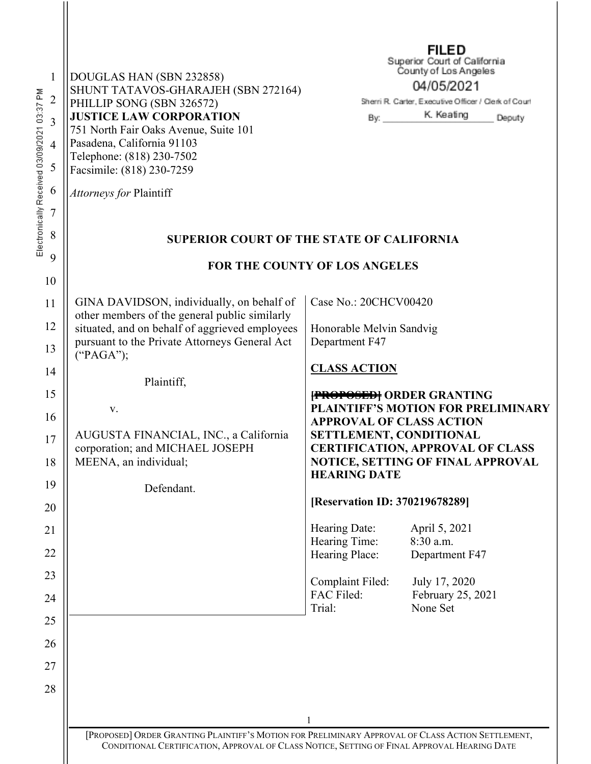DOUGLAS HAN (SBN 232858)
SHUNT TATAVOS-GHARAJEH (SBN 272164)
PHILLIP SONG (SBN 326572)
**JUSTICE LAW CORPORATION**
751 North Fair Oaks Avenue, Suite 101
Pasadena, California 91103
Telephone: (818) 230-7502
Facsimile: (818) 230-7259

*Attorneys for* Plaintiff

FILED
Superior Court of California
County of Los Angeles
04/05/2021
Sherri R. Carter, Executive Officer / Clerk of Court
By: K. Keating Deputy

Electronically Received 03/09/2021 03:37 PM

**SUPERIOR COURT OF THE STATE OF CALIFORNIA**

**FOR THE COUNTY OF LOS ANGELES**

GINA DAVIDSON, individually, on behalf of other members of the general public similarly situated, and on behalf of aggrieved employees pursuant to the Private Attorneys General Act ("PAGA");

Plaintiff,

v.

AUGUSTA FINANCIAL, INC., a California corporation; and MICHAEL JOSEPH MEENA, an individual;

Defendant.

Case No.: 20CHCV00420

Honorable Melvin Sandvig
Department F47

**CLASS ACTION**

**~~[PROPOSED]~~ ORDER GRANTING PLAINTIFF'S MOTION FOR PRELIMINARY APPROVAL OF CLASS ACTION SETTLEMENT, CONDITIONAL CERTIFICATION, APPROVAL OF CLASS NOTICE, SETTING OF FINAL APPROVAL HEARING DATE**

**[Reservation ID: 370219678289]**

Hearing Date: April 5, 2021
Hearing Time: 8:30 a.m.
Hearing Place: Department F47

Complaint Filed: July 17, 2020
FAC Filed: February 25, 2021
Trial: None Set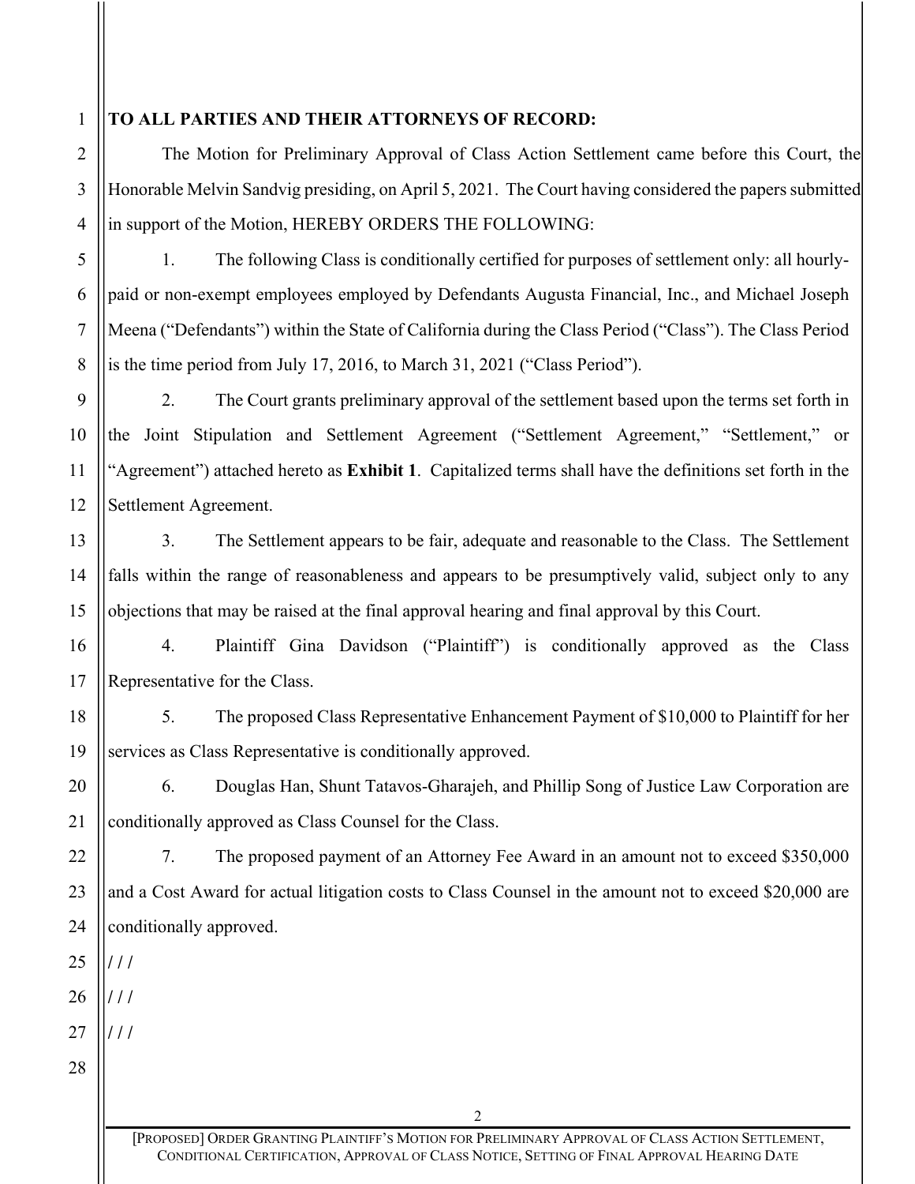**TO ALL PARTIES AND THEIR ATTORNEYS OF RECORD:**

The Motion for Preliminary Approval of Class Action Settlement came before this Court, the Honorable Melvin Sandvig presiding, on April 5, 2021. The Court having considered the papers submitted in support of the Motion, HEREBY ORDERS THE FOLLOWING:

1. The following Class is conditionally certified for purposes of settlement only: all hourly-paid or non-exempt employees employed by Defendants Augusta Financial, Inc., and Michael Joseph Meena ("Defendants") within the State of California during the Class Period ("Class"). The Class Period is the time period from July 17, 2016, to March 31, 2021 ("Class Period").

2. The Court grants preliminary approval of the settlement based upon the terms set forth in the Joint Stipulation and Settlement Agreement ("Settlement Agreement," "Settlement," or "Agreement") attached hereto as **Exhibit 1**. Capitalized terms shall have the definitions set forth in the Settlement Agreement.

3. The Settlement appears to be fair, adequate and reasonable to the Class. The Settlement falls within the range of reasonableness and appears to be presumptively valid, subject only to any objections that may be raised at the final approval hearing and final approval by this Court.

4. Plaintiff Gina Davidson ("Plaintiff") is conditionally approved as the Class Representative for the Class.

5. The proposed Class Representative Enhancement Payment of $10,000 to Plaintiff for her services as Class Representative is conditionally approved.

6. Douglas Han, Shunt Tatavos-Gharajeh, and Phillip Song of Justice Law Corporation are conditionally approved as Class Counsel for the Class.

7. The proposed payment of an Attorney Fee Award in an amount not to exceed $350,000 and a Cost Award for actual litigation costs to Class Counsel in the amount not to exceed $20,000 are conditionally approved.

/ / /

/ / /

/ / /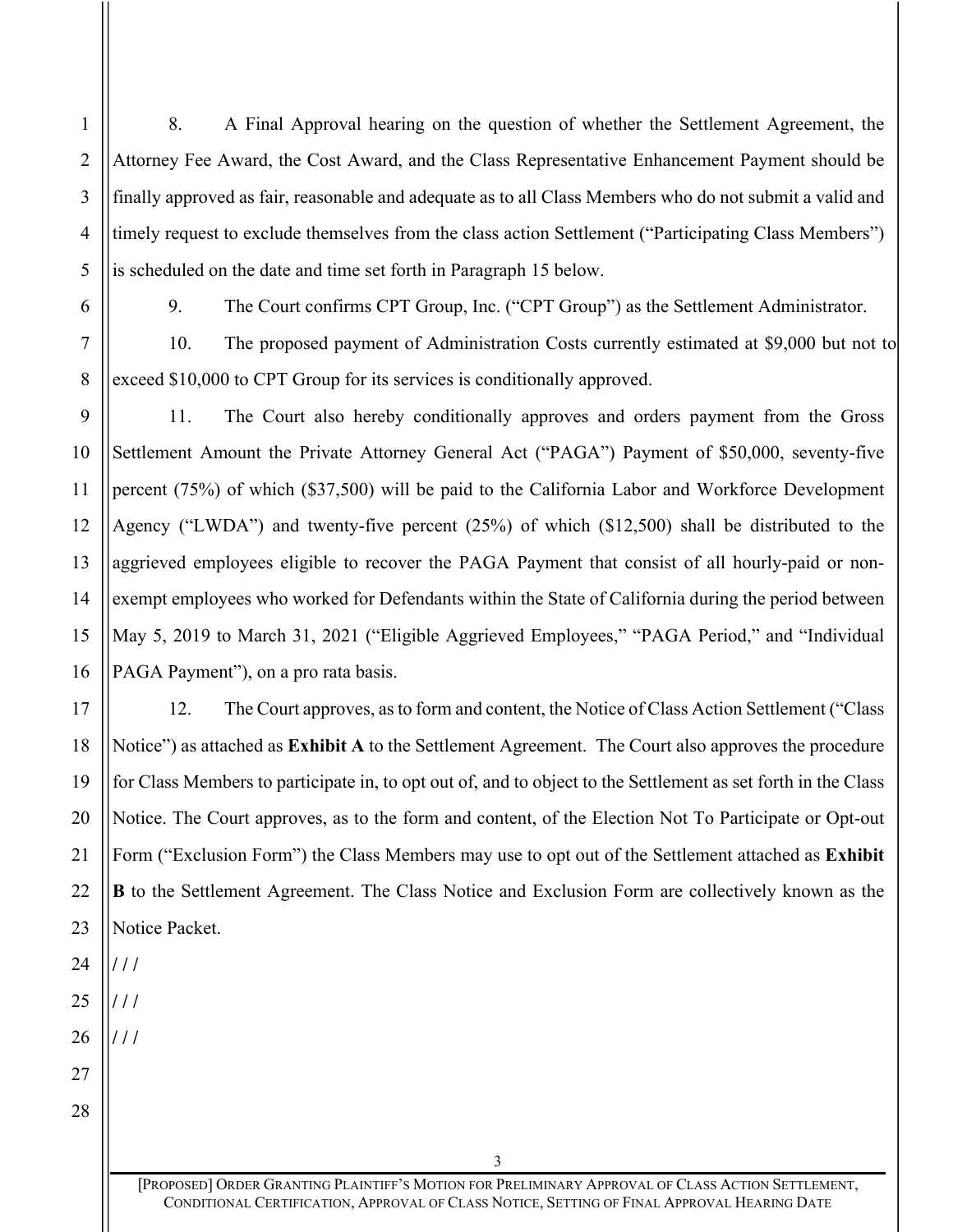8. A Final Approval hearing on the question of whether the Settlement Agreement, the Attorney Fee Award, the Cost Award, and the Class Representative Enhancement Payment should be finally approved as fair, reasonable and adequate as to all Class Members who do not submit a valid and timely request to exclude themselves from the class action Settlement ("Participating Class Members") is scheduled on the date and time set forth in Paragraph 15 below.

9. The Court confirms CPT Group, Inc. ("CPT Group") as the Settlement Administrator.

10. The proposed payment of Administration Costs currently estimated at $9,000 but not to exceed $10,000 to CPT Group for its services is conditionally approved.

11. The Court also hereby conditionally approves and orders payment from the Gross Settlement Amount the Private Attorney General Act ("PAGA") Payment of $50,000, seventy-five percent (75%) of which ($37,500) will be paid to the California Labor and Workforce Development Agency ("LWDA") and twenty-five percent (25%) of which ($12,500) shall be distributed to the aggrieved employees eligible to recover the PAGA Payment that consist of all hourly-paid or non-exempt employees who worked for Defendants within the State of California during the period between May 5, 2019 to March 31, 2021 ("Eligible Aggrieved Employees," "PAGA Period," and "Individual PAGA Payment"), on a pro rata basis.

12. The Court approves, as to form and content, the Notice of Class Action Settlement ("Class Notice") as attached as **Exhibit A** to the Settlement Agreement. The Court also approves the procedure for Class Members to participate in, to opt out of, and to object to the Settlement as set forth in the Class Notice. The Court approves, as to the form and content, of the Election Not To Participate or Opt-out Form ("Exclusion Form") the Class Members may use to opt out of the Settlement attached as **Exhibit B** to the Settlement Agreement. The Class Notice and Exclusion Form are collectively known as the Notice Packet.

/ / /

/ / /

/ / /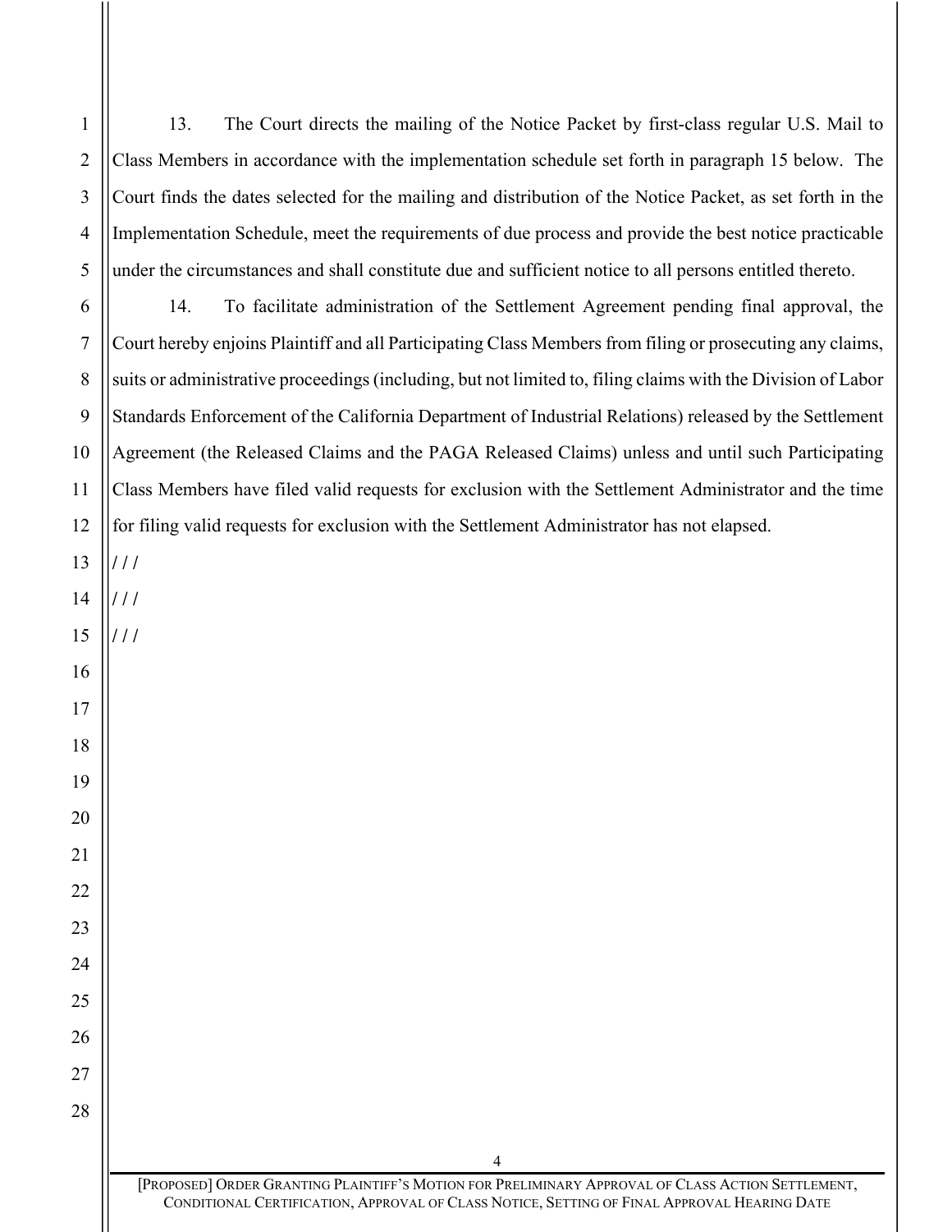13. The Court directs the mailing of the Notice Packet by first-class regular U.S. Mail to Class Members in accordance with the implementation schedule set forth in paragraph 15 below. The Court finds the dates selected for the mailing and distribution of the Notice Packet, as set forth in the Implementation Schedule, meet the requirements of due process and provide the best notice practicable under the circumstances and shall constitute due and sufficient notice to all persons entitled thereto.

14. To facilitate administration of the Settlement Agreement pending final approval, the Court hereby enjoins Plaintiff and all Participating Class Members from filing or prosecuting any claims, suits or administrative proceedings (including, but not limited to, filing claims with the Division of Labor Standards Enforcement of the California Department of Industrial Relations) released by the Settlement Agreement (the Released Claims and the PAGA Released Claims) unless and until such Participating Class Members have filed valid requests for exclusion with the Settlement Administrator and the time for filing valid requests for exclusion with the Settlement Administrator has not elapsed.

/ / /

/ / /

/ / /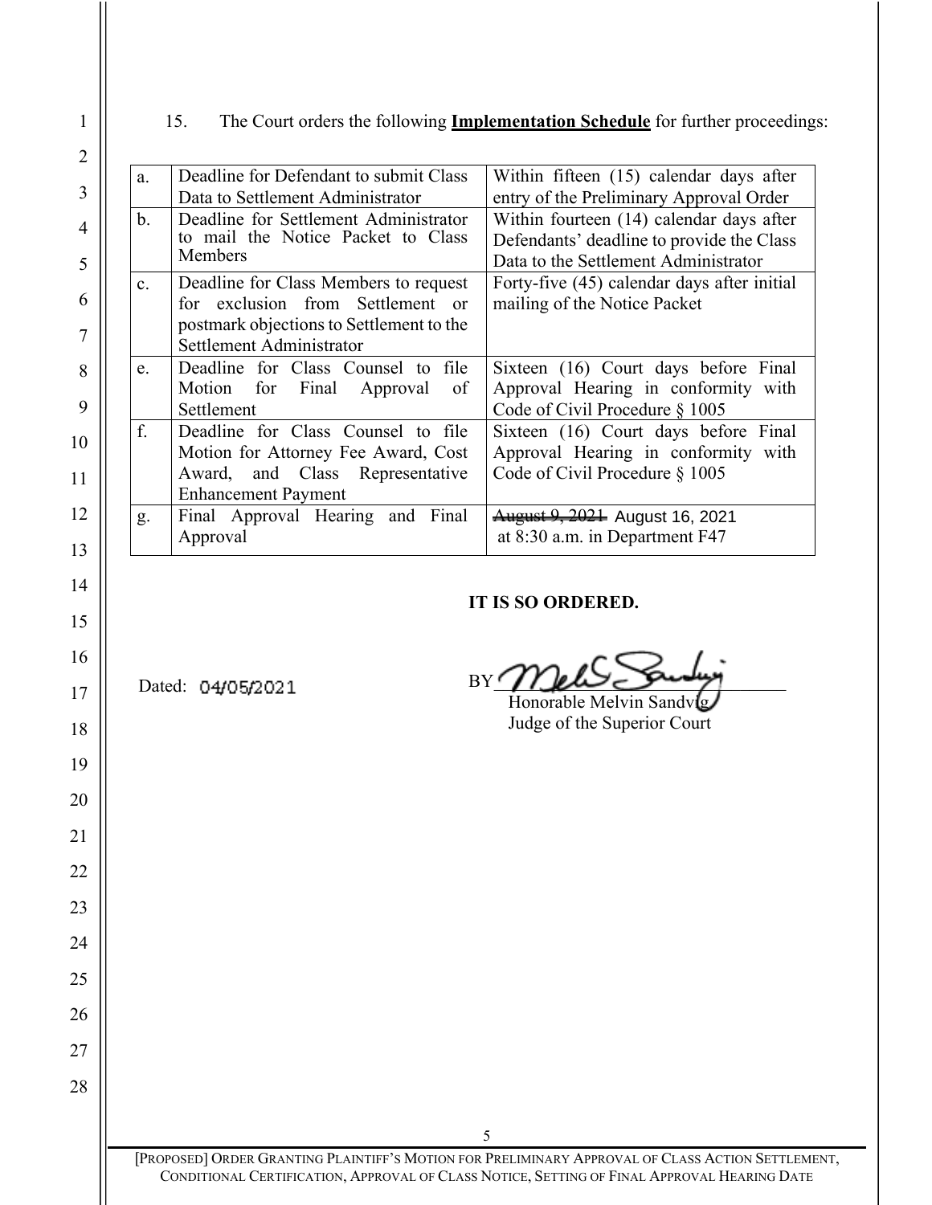15. The Court orders the following **Implementation Schedule** for further proceedings:

| | | |
|---|---|---|
| a. | Deadline for Defendant to submit Class Data to Settlement Administrator | Within fifteen (15) calendar days after entry of the Preliminary Approval Order |
| b. | Deadline for Settlement Administrator to mail the Notice Packet to Class Members | Within fourteen (14) calendar days after Defendants' deadline to provide the Class Data to the Settlement Administrator |
| c. | Deadline for Class Members to request for exclusion from Settlement or postmark objections to Settlement to the Settlement Administrator | Forty-five (45) calendar days after initial mailing of the Notice Packet |
| e. | Deadline for Class Counsel to file Motion for Final Approval of Settlement | Sixteen (16) Court days before Final Approval Hearing in conformity with Code of Civil Procedure § 1005 |
| f. | Deadline for Class Counsel to file Motion for Attorney Fee Award, Cost Award, and Class Representative Enhancement Payment | Sixteen (16) Court days before Final Approval Hearing in conformity with Code of Civil Procedure § 1005 |
| g. | Final Approval Hearing and Final Approval | ~~August 9, 2021~~ August 16, 2021 at 8:30 a.m. in Department F47 |

**IT IS SO ORDERED.**

Dated: 04/05/2021

BY ______________________
Honorable Melvin Sandvig
Judge of the Superior Court

[PROPOSED] ORDER GRANTING PLAINTIFF'S MOTION FOR PRELIMINARY APPROVAL OF CLASS ACTION SETTLEMENT, CONDITIONAL CERTIFICATION, APPROVAL OF CLASS NOTICE, SETTING OF FINAL APPROVAL HEARING DATE